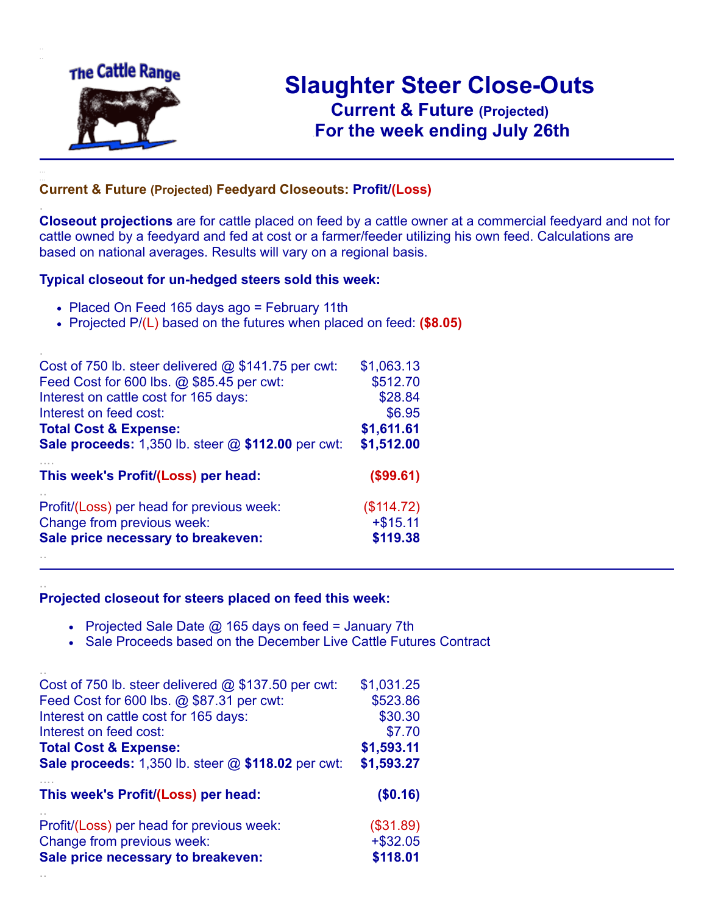The Cattle Range

# Slaughter Steer Close-Outs

## Current & Future (Projected)

## For the week ending July 26th

### Current & Future (Projected) Feedyard Closeouts: Profit/(Loss)

**Closeout projections** are for cattle placed on feed by a cattle owner at a commercial feedyard and not for cattle owned by a feedyard and fed at cost or a farmer/feeder utilizing his own feed. Calculations are based on national averages. Results will vary on a regional basis.

**Typical closeout for un-hedged steers sold this week:**

- Placed On Feed 165 days ago = February 11th
- Projected P/(L) based on the futures when placed on feed: **($8.05)**

| | |
|---|---|
| Cost of 750 lb. steer delivered @ $141.75 per cwt: | $1,063.13 |
| Feed Cost for 600 lbs. @ $85.45 per cwt: | $512.70 |
| Interest on cattle cost for 165 days: | $28.84 |
| Interest on feed cost: | $6.95 |
| **Total Cost & Expense:** | **$1,611.61** |
| **Sale proceeds:** 1,350 lb. steer @ **$112.00** per cwt: | **$1,512.00** |
| **This week's Profit/(Loss) per head:** | **($99.61)** |
| Profit/(Loss) per head for previous week: | ($114.72) |
| Change from previous week: | +$15.11 |
| **Sale price necessary to breakeven:** | **$119.38** |

---

**Projected closeout for steers placed on feed this week:**

- Projected Sale Date @ 165 days on feed = January 7th
- Sale Proceeds based on the December Live Cattle Futures Contract

| | |
|---|---|
| Cost of 750 lb. steer delivered @ $137.50 per cwt: | $1,031.25 |
| Feed Cost for 600 lbs. @ $87.31 per cwt: | $523.86 |
| Interest on cattle cost for 165 days: | $30.30 |
| Interest on feed cost: | $7.70 |
| **Total Cost & Expense:** | **$1,593.11** |
| **Sale proceeds:** 1,350 lb. steer @ **$118.02** per cwt: | **$1,593.27** |
| **This week's Profit/(Loss) per head:** | **($0.16)** |
| Profit/(Loss) per head for previous week: | ($31.89) |
| Change from previous week: | +$32.05 |
| **Sale price necessary to breakeven:** | **$118.01** |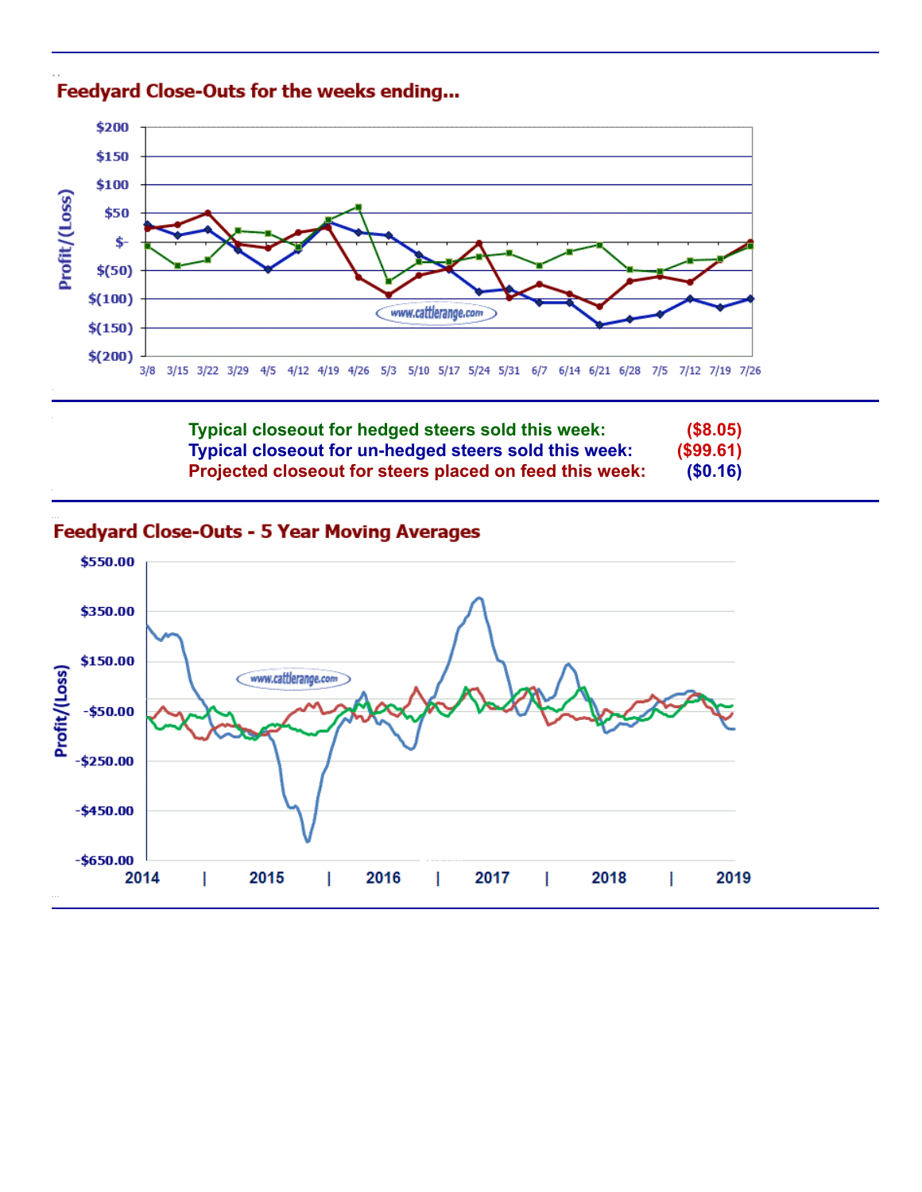## Feedyard Close-Outs for the weeks ending...

$200
$150
$100
$50
$-
$(50)
$(100)
$(150)
$(200)

Profit/(Loss)

www.cattlerange.com

3/8 3/15 3/22 3/29 4/5 4/12 4/19 4/26 5/3 5/10 5/17 5/24 5/31 6/7 6/14 6/21 6/28 7/5 7/12 7/19 7/26

| | |
|---|---|
| Typical closeout for hedged steers sold this week: | ($8.05) |
| Typical closeout for un-hedged steers sold this week: | ($99.61) |
| Projected closeout for steers placed on feed this week: | ($0.16) |

## Feedyard Close-Outs - 5 Year Moving Averages

$550.00
$350.00
$150.00
-$50.00
-$250.00
-$450.00
-$650.00

Profit/(Loss)

www.cattlerange.com

2014 | 2015 | 2016 | 2017 | 2018 | 2019